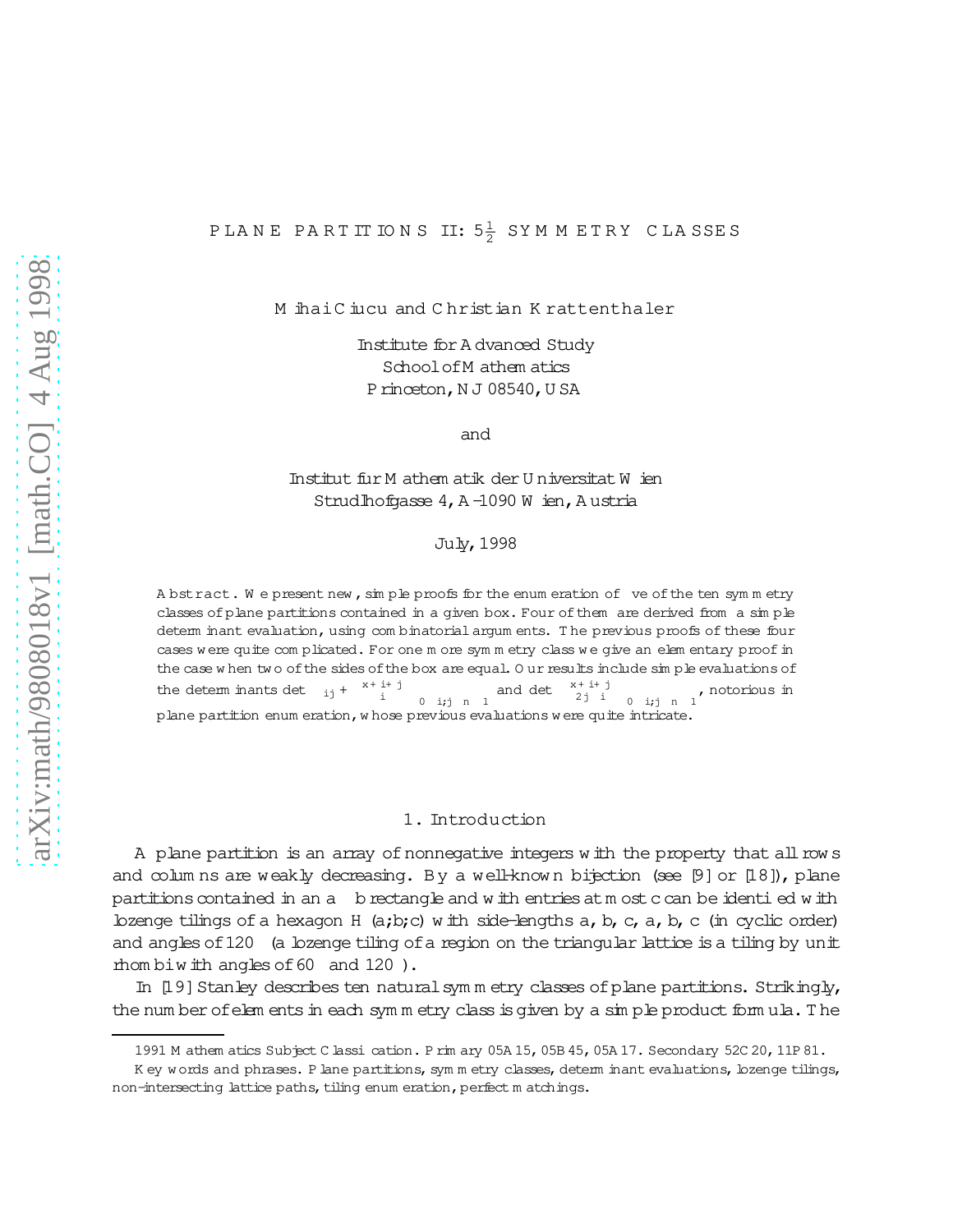# PLANE PARTITIONS II: $5\frac{1}{2}$ SYMMETRY CLASSES

Mihai Ciucu and Christian Krattenthaler

Institute for Advanced Study
School of Mathematics
Princeton, NJ 08540, USA

and

Institut für Mathematik der Universität Wien
Strudlhofgasse 4, A-1090 Wien, Austria

July, 1998

**Abstract.** We present new, simple proofs for the enumeration of five of the ten symmetry classes of plane partitions contained in a given box. Four of them are derived from a simple determinant evaluation, using combinatorial arguments. The previous proofs of these four cases were quite complicated. For one more symmetry class we give an elementary proof in the case when two of the sides of the box are equal. Our results include simple evaluations of the determinants $\det\left(\delta_{ij}+\binom{x+i+j}{i}\right)_{0\le i,j\le n-1}$ and $\det\left(\binom{x+i+j}{2j-i}\right)_{0\le i,j\le n-1}$, notorious in plane partition enumeration, whose previous evaluations were quite intricate.

## 1. Introduction

A plane partition is an array of nonnegative integers with the property that all rows and columns are weakly decreasing. By a well-known bijection (see [9] or [18]), plane partitions contained in an $a\times b$ rectangle and with entries at most $c$ can be identified with lozenge tilings of a hexagon $H(a,b,c)$ with side-lengths $a$, $b$, $c$, $a$, $b$, $c$ (in cyclic order) and angles of $120^\circ$ (a lozenge tiling of a region on the triangular lattice is a tiling by unit rhombi with angles of $60^\circ$ and $120^\circ$).

In [19] Stanley describes ten natural symmetry classes of plane partitions. Strikingly, the number of elements in each symmetry class is given by a simple product formula. The

---

1991 Mathematics Subject Classification. Primary 05A15, 05B45, 05A17. Secondary 52C20, 11P81.

Key words and phrases. Plane partitions, symmetry classes, determinant evaluations, lozenge tilings, non-intersecting lattice paths, tiling enumeration, perfect matchings.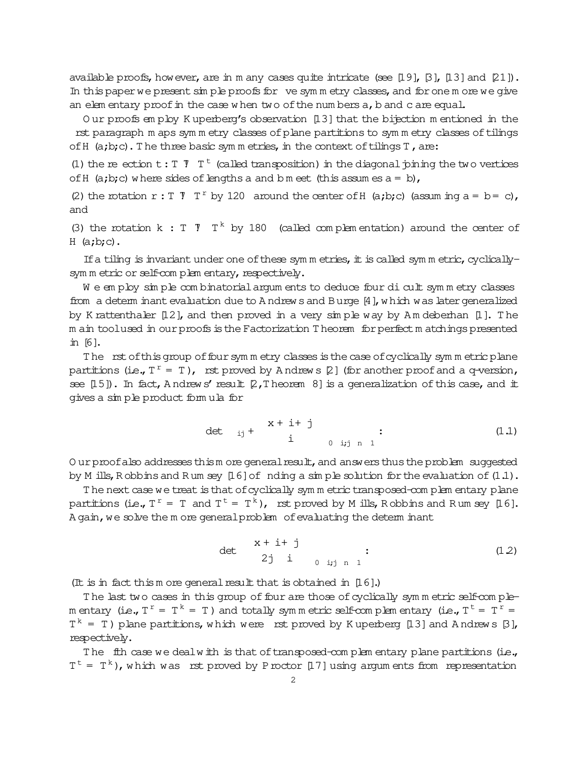available proofs, however, are in many cases quite intricate (see [19], [3], [13] and [21]). In this paper we present simple proofs for five symmetry classes, and for one more we give an elementary proof in the case when two of the numbers $a$, $b$ and $c$ are equal.

Our proofs employ Kuperberg's observation [13] that the bijection mentioned in the first paragraph maps symmetry classes of plane partitions to symmetry classes of tilings of $H(a,b,c)$. The three basic symmetries, in the context of tilings $T$, are:

(1) the reflection $t : T \mapsto T^t$ (called transposition) in the diagonal joining the two vertices of $H(a,b,c)$ where sides of lengths $a$ and $b$ meet (this assumes $a = b$),

(2) the rotation $r : T \mapsto T^r$ by $120°$ around the center of $H(a,b,c)$ (assuming $a = b = c$), and

(3) the rotation $k : T \mapsto T^k$ by $180°$ (called complementation) around the center of $H(a,b,c)$.

If a tiling is invariant under one of these symmetries, it is called symmetric, cyclically-symmetric or self-complementary, respectively.

We employ simple combinatorial arguments to deduce four difficult symmetry classes from a determinant evaluation due to Andrews and Burge [4], which was later generalized by Krattenthaler [12], and then proved in a very simple way by Amdeberhan [1]. The main tool used in our proofs is the Factorization Theorem for perfect matchings presented in [6].

The first of this group of four symmetry classes is the case of cyclically symmetric plane partitions (i.e., $T^r = T$), first proved by Andrews [2] (for another proof and a q-version, see [15]). In fact, Andrews' result [2, Theorem 8] is a generalization of this case, and it gives a simple product formula for

$$\det\left(\delta_{ij} + \binom{x+i+j}{i}\right)_{0 \leq i,j \leq n-1}. \tag{1.1}$$

Our proof also addresses this more general result, and answers thus the problem suggested by Mills, Robbins and Rumsey [16] of finding a simple solution for the evaluation of (1.1).

The next case we treat is that of cyclically symmetric transposed-complementary plane partitions (i.e., $T^r = T$ and $T^t = T^k$), first proved by Mills, Robbins and Rumsey [16]. Again, we solve the more general problem of evaluating the determinant

$$\det\left(\binom{x+i+j}{2j-i}\right)_{0 \leq i,j \leq n-1}. \tag{1.2}$$

(It is in fact this more general result that is obtained in [16].)

The last two cases in this group of four are those of cyclically symmetric self-complementary (i.e., $T^r = T^k = T$) and totally symmetric self-complementary (i.e., $T^t = T^r = T^k = T$) plane partitions, which were first proved by Kuperberg [13] and Andrews [3], respectively.

The fifth case we deal with is that of transposed-complementary plane partitions (i.e., $T^t = T^k$), which was first proved by Proctor [17] using arguments from representation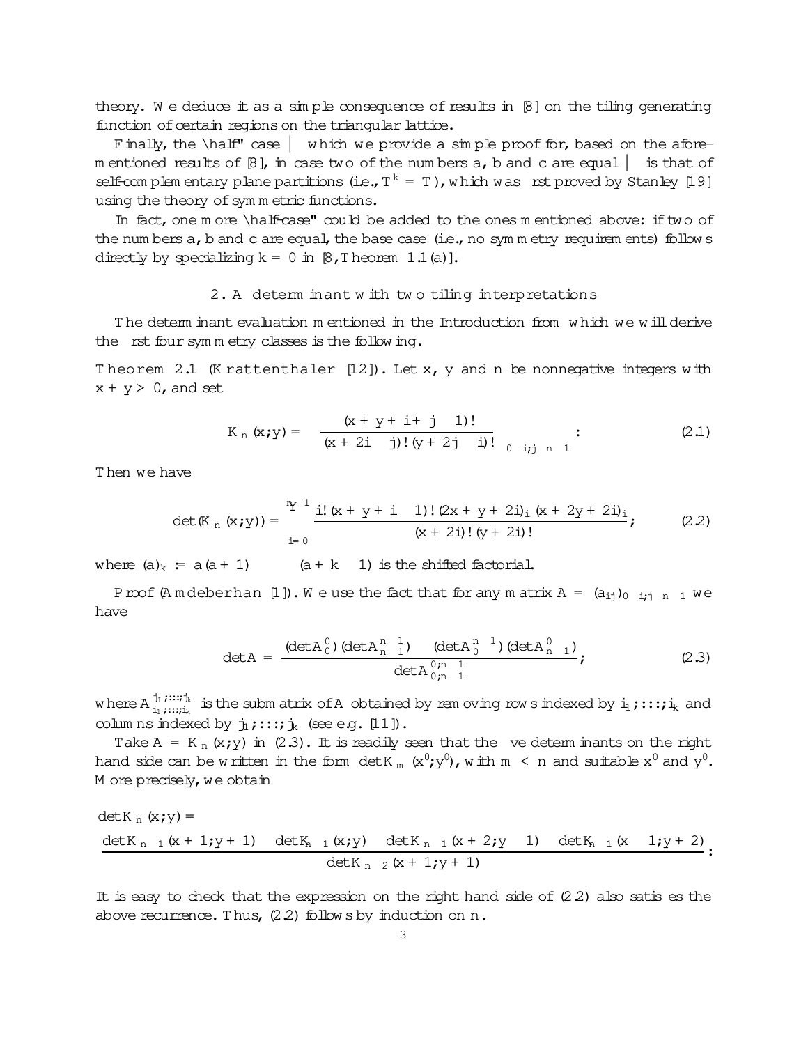theory. We deduce it as a simple consequence of results in [8] on the tiling generating function of certain regions on the triangular lattice.

Finally, the "half" case — which we provide a simple proof for, based on the aforementioned results of [8], in case two of the numbers $a$, $b$ and $c$ are equal — is that of self-complementary plane partitions (i.e., $T^k = T$), which was first proved by Stanley [19] using the theory of symmetric functions.

In fact, one more "half-case" could be added to the ones mentioned above: if two of the numbers $a$, $b$ and $c$ are equal, the base case (i.e., no symmetry requirements) follows directly by specializing $k = 0$ in [8, Theorem 1.1(a)].

## 2. A determinant with two tiling interpretations

The determinant evaluation mentioned in the Introduction from which we will derive the first four symmetry classes is the following.

**Theorem 2.1** (Krattenthaler [12]). Let $x$, $y$ and $n$ be nonnegative integers with $x + y > 0$, and set

$$K_n(x;y) = \left( \frac{(x+y+i+j-1)!}{(x+2i-j)!\,(y+2j-i)!} \right)_{0 \le i,j \le n-1}. \tag{2.1}$$

Then we have

$$\det(K_n(x;y)) = \prod_{i=0}^{n-1} \frac{i!\,(x+y+i-1)!\,(2x+y+2i)_i\,(x+2y+2i)_i}{(x+2i)!\,(y+2i)!}, \tag{2.2}$$

where $(a)_k := a(a+1)\cdots(a+k-1)$ is the shifted factorial.

*Proof* (Amdeberhan [1]). We use the fact that for any matrix $A = (a_{ij})_{0 \le i,j \le n-1}$ we have

$$\det A = \frac{(\det A_0^0)(\det A_{n-1}^{n-1}) - (\det A_0^{n-1})(\det A_{n-1}^0)}{\det A_{0,n-1}^{0,n-1}}, \tag{2.3}$$

where $A_{i_1,\dots,i_k}^{j_1,\dots,j_k}$ is the submatrix of $A$ obtained by removing rows indexed by $i_1,\dots,i_k$ and columns indexed by $j_1,\dots,j_k$ (see e.g. [11]).

Take $A = K_n(x;y)$ in (2.3). It is readily seen that the five determinants on the right hand side can be written in the form $\det K_m(x';y')$, with $m < n$ and suitable $x'$ and $y'$. More precisely, we obtain

$$\det K_n(x;y) = \frac{\det K_{n-1}(x+1;y+1)\,\det K_{n-1}(x;y) - \det K_{n-1}(x+2;y-1)\,\det K_{n-1}(x-1;y+2)}{\det K_{n-2}(x+1;y+1)}.$$

It is easy to check that the expression on the right hand side of (2.2) also satisfies the above recurrence. Thus, (2.2) follows by induction on $n$.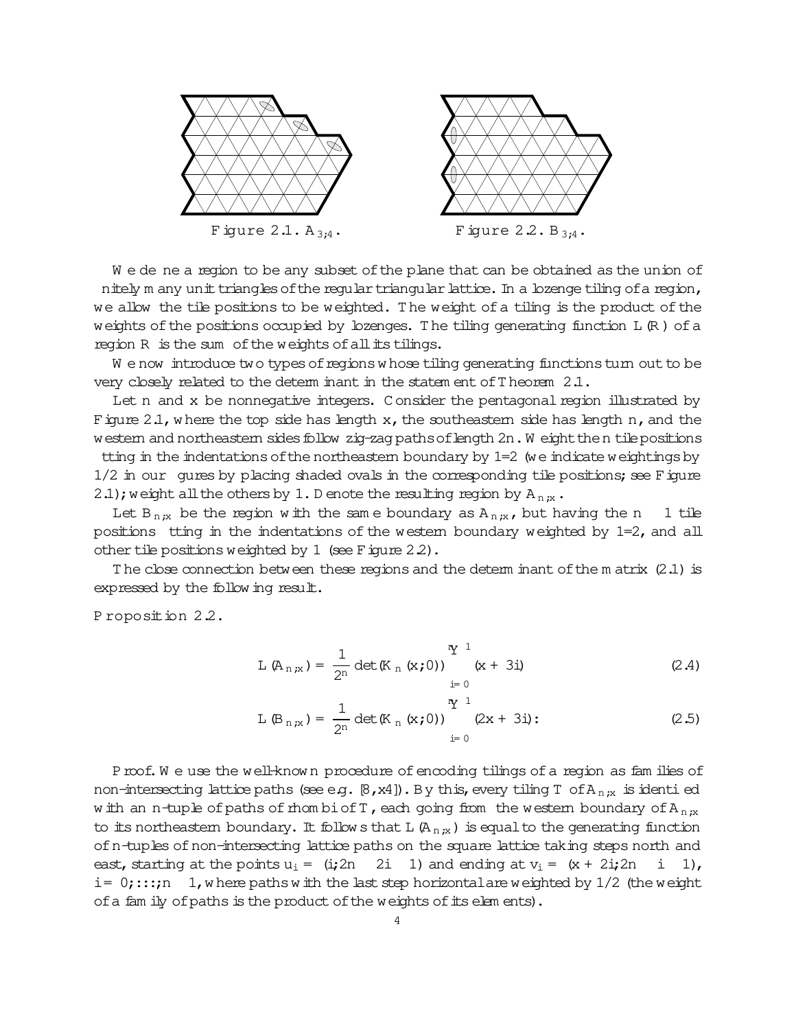Figure 2.1. $A_{3,4}$.

Figure 2.2. $B_{3,4}$.

We define a region to be any subset of the plane that can be obtained as the union of finitely many unit triangles of the regular triangular lattice. In a lozenge tiling of a region, we allow the tile positions to be weighted. The weight of a tiling is the product of the weights of the positions occupied by lozenges. The tiling generating function $L(R)$ of a region $R$ is the sum of the weights of all its tilings.

We now introduce two types of regions whose tiling generating functions turn out to be very closely related to the determinant in the statement of Theorem 2.1.

Let $n$ and $x$ be nonnegative integers. Consider the pentagonal region illustrated by Figure 2.1, where the top side has length $x$, the southeastern side has length $n$, and the western and northeastern sides follow zig-zag paths of length $2n$. Weight the $n$ tile positions fitting in the indentations of the northeastern boundary by $1/2$ (we indicate weightings by 1/2 in our figures by placing shaded ovals in the corresponding tile positions; see Figure 2.1); weight all the others by 1. Denote the resulting region by $A_{n,x}$.

Let $B_{n,x}$ be the region with the same boundary as $A_{n,x}$, but having the $n-1$ tile positions fitting in the indentations of the western boundary weighted by $1/2$, and all other tile positions weighted by 1 (see Figure 2.2).

The close connection between these regions and the determinant of the matrix (2.1) is expressed by the following result.

**Proposition 2.2.**

$$L(A_{n,x}) = \frac{1}{2^n}\det(K_n(x;0))\prod_{i=0}^{n-1}(x+3i) \tag{2.4}$$

$$L(B_{n,x}) = \frac{1}{2^n}\det(K_n(x;0))\prod_{i=0}^{n-1}(2x+3i). \tag{2.5}$$

*Proof.* We use the well-known procedure of encoding tilings of a region as families of non-intersecting lattice paths (see e.g. [8, §4]). By this, every tiling $T$ of $A_{n,x}$ is identified with an $n$-tuple of paths of rhombi of $T$, each going from the western boundary of $A_{n,x}$ to its northeastern boundary. It follows that $L(A_{n,x})$ is equal to the generating function of $n$-tuples of non-intersecting lattice paths on the square lattice taking steps north and east, starting at the points $u_i = (i, 2n-2i-1)$ and ending at $v_i = (x+2i, 2n-i-1)$, $i = 0, \dots, n-1$, where paths with the last step horizontal are weighted by $1/2$ (the weight of a family of paths is the product of the weights of its elements).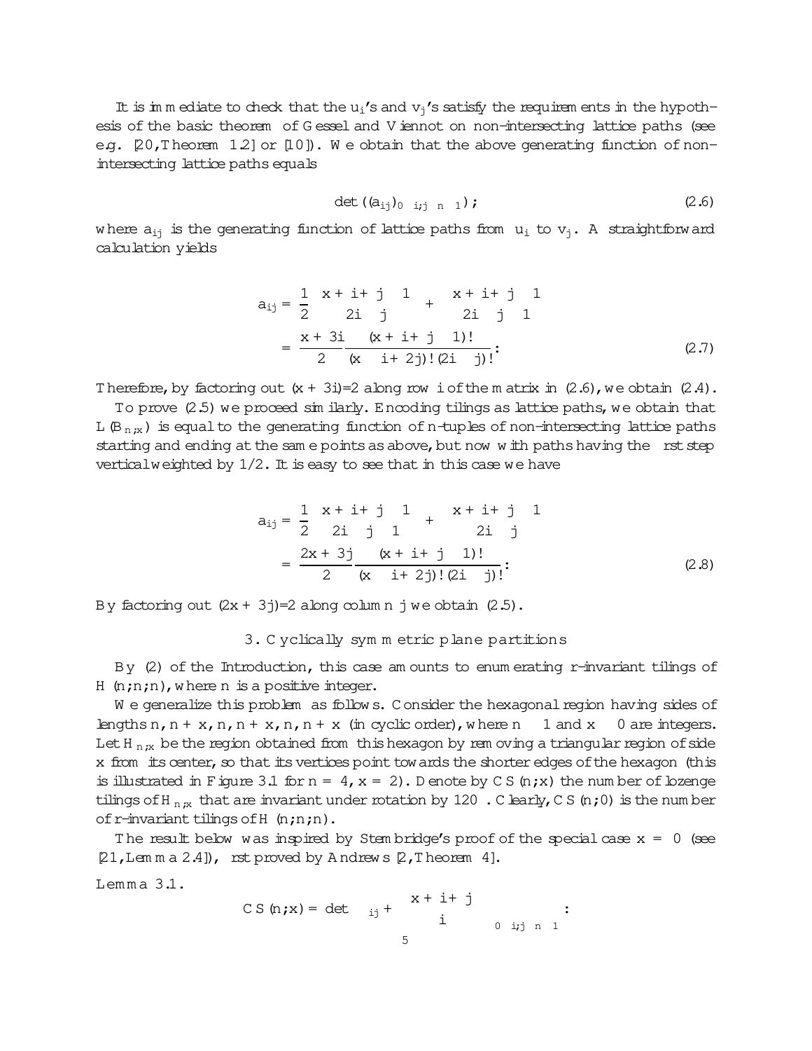It is immediate to check that the $u_i$'s and $v_j$'s satisfy the requirements in the hypothesis of the basic theorem of Gessel and Viennot on non-intersecting lattice paths (see e.g. [20, Theorem 1.2] or [10]). We obtain that the above generating function of non-intersecting lattice paths equals

$$\det\left((a_{ij})_{0 \leq i,j \leq n-1}\right), \tag{2.6}$$

where $a_{ij}$ is the generating function of lattice paths from $u_i$ to $v_j$. A straightforward calculation yields

$$\begin{aligned} a_{ij} &= \frac{1}{2}\binom{x+i+j-1}{2i-j} + \binom{x+i+j-1}{2i-j-1} \\ &= \frac{x+3i}{2}\frac{(x+i+j-1)!}{(x-i+2j)!\,(2i-j)!}. \end{aligned} \tag{2.7}$$

Therefore, by factoring out $(x+3i)/2$ along row $i$ of the matrix in (2.6), we obtain (2.4).

To prove (2.5) we proceed similarly. Encoding tilings as lattice paths, we obtain that $L(B_{n,x})$ is equal to the generating function of $n$-tuples of non-intersecting lattice paths starting and ending at the same points as above, but now with paths having the first step vertical weighted by 1/2. It is easy to see that in this case we have

$$\begin{aligned} a_{ij} &= \frac{1}{2}\binom{x+i+j-1}{2i-j-1} + \binom{x+i+j-1}{2i-j} \\ &= \frac{2x+3j}{2}\frac{(x+i+j-1)!}{(x-i+2j)!\,(2i-j)!}. \end{aligned} \tag{2.8}$$

By factoring out $(2x+3j)/2$ along column $j$ we obtain (2.5).

## 3. Cyclically symmetric plane partitions

By (2) of the Introduction, this case amounts to enumerating $r$-invariant tilings of $H(n,n,n)$, where $n$ is a positive integer.

We generalize this problem as follows. Consider the hexagonal region having sides of lengths $n, n+x, n, n+x, n, n+x$ (in cyclic order), where $n \geq 1$ and $x \geq 0$ are integers. Let $H_{n,x}$ be the region obtained from this hexagon by removing a triangular region of side $x$ from its center, so that its vertices point towards the shorter edges of the hexagon (this is illustrated in Figure 3.1 for $n=4$, $x=2$). Denote by $CS(n,x)$ the number of lozenge tilings of $H_{n,x}$ that are invariant under rotation by $120^\circ$. Clearly, $CS(n,0)$ is the number of $r$-invariant tilings of $H(n,n,n)$.

The result below was inspired by Stembridge's proof of the special case $x=0$ (see [21, Lemma 2.4]), first proved by Andrews [2, Theorem 4].

**Lemma 3.1.**

$$CS(n,x) = \det\left(\delta_{ij} + \binom{x+i+j}{i}\right)_{0 \leq i,j \leq n-1}.$$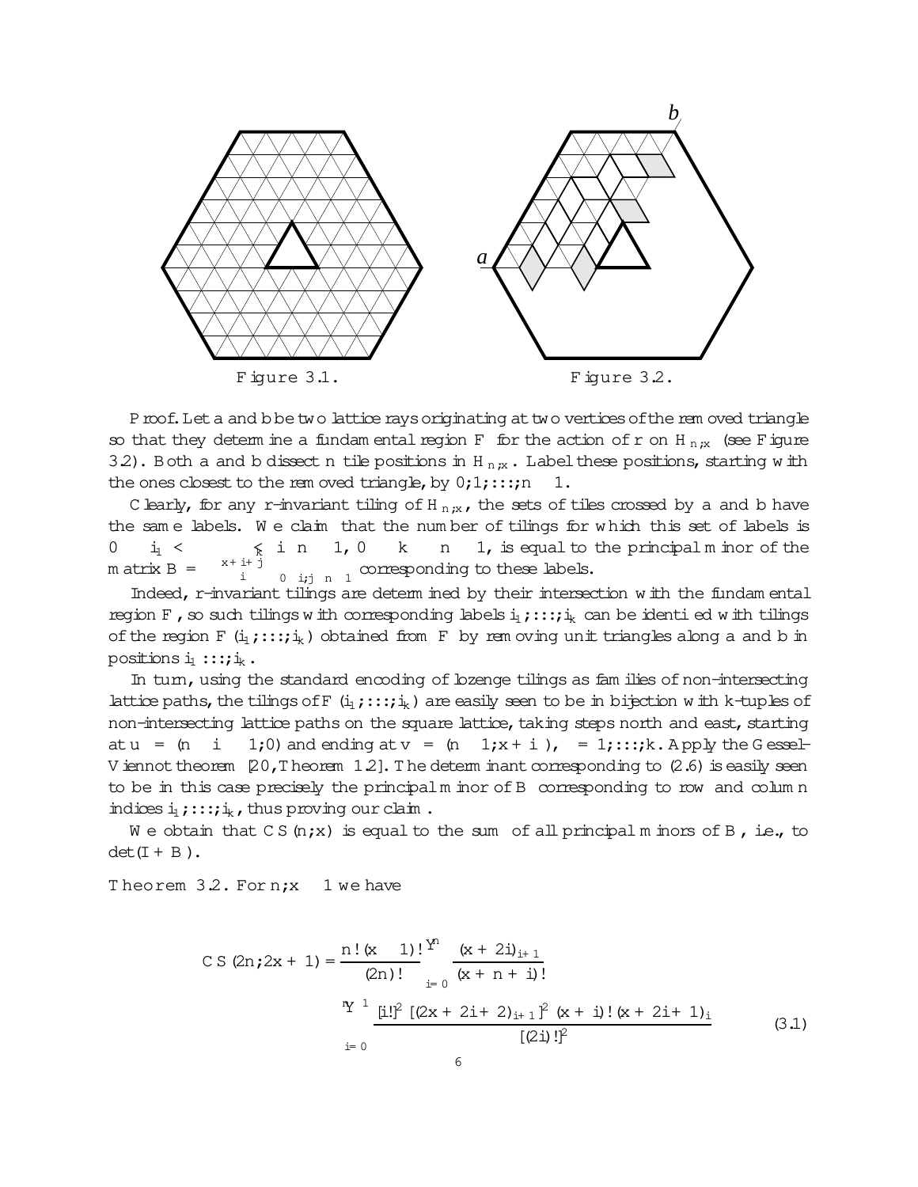Figure 3.1. Figure 3.2.

*Proof.* Let $a$ and $b$ be two lattice rays originating at two vertices of the removed triangle so that they determine a fundamental region $F$ for the action of $r$ on $H_{n,x}$ (see Figure 3.2). Both $a$ and $b$ dissect $n$ tile positions in $H_{n,x}$. Label these positions, starting with the ones closest to the removed triangle, by $0, 1, \dots, n-1$.

Clearly, for any $r$-invariant tiling of $H_{n,x}$, the sets of tiles crossed by $a$ and $b$ have the same labels. We claim that the number of tilings for which this set of labels is $0 \leq i_1 < \cdots < i_k \leq n-1$, $0 \leq k \leq n-1$, is equal to the principal minor of the matrix $B = \left(\binom{x+i+j}{i}\right)_{0 \leq i,j \leq n-1}$ corresponding to these labels.

Indeed, $r$-invariant tilings are determined by their intersection with the fundamental region $F$, so such tilings with corresponding labels $i_1, \dots, i_k$ can be identified with tilings of the region $F(i_1, \dots, i_k)$ obtained from $F$ by removing unit triangles along $a$ and $b$ in positions $i_1 \dots, i_k$.

In turn, using the standard encoding of lozenge tilings as families of non-intersecting lattice paths, the tilings of $F(i_1, \dots, i_k)$ are easily seen to be in bijection with $k$-tuples of non-intersecting lattice paths on the square lattice, taking steps north and east, starting at $u_\ell = (n - i_\ell - 1, 0)$ and ending at $v_\ell = (n-1, x + i_\ell)$, $\ell = 1, \dots, k$. Apply the Gessel-Viennot theorem [20, Theorem 1.2]. The determinant corresponding to (2.6) is easily seen to be in this case precisely the principal minor of $B$ corresponding to row and column indices $i_1, \dots, i_k$, thus proving our claim.

We obtain that $CS(n, x)$ is equal to the sum of all principal minors of $B$, i.e., to $\det(I + B)$.

**Theorem 3.2.** *For $n, x \geq 1$ we have*

$$CS(2n, 2x+1) = \frac{n!\,(x-1)!}{(2n)!} \prod_{i=0}^{n} \frac{(x+2i)_{i+1}}{(x+n+i)!} \prod_{i=0}^{n-1} \frac{[i!]^2\,[(2x+2i+2)_{i+1}]^2\,(x+i)!\,(x+2i+1)_i}{[(2i)!]^2} \tag{3.1}$$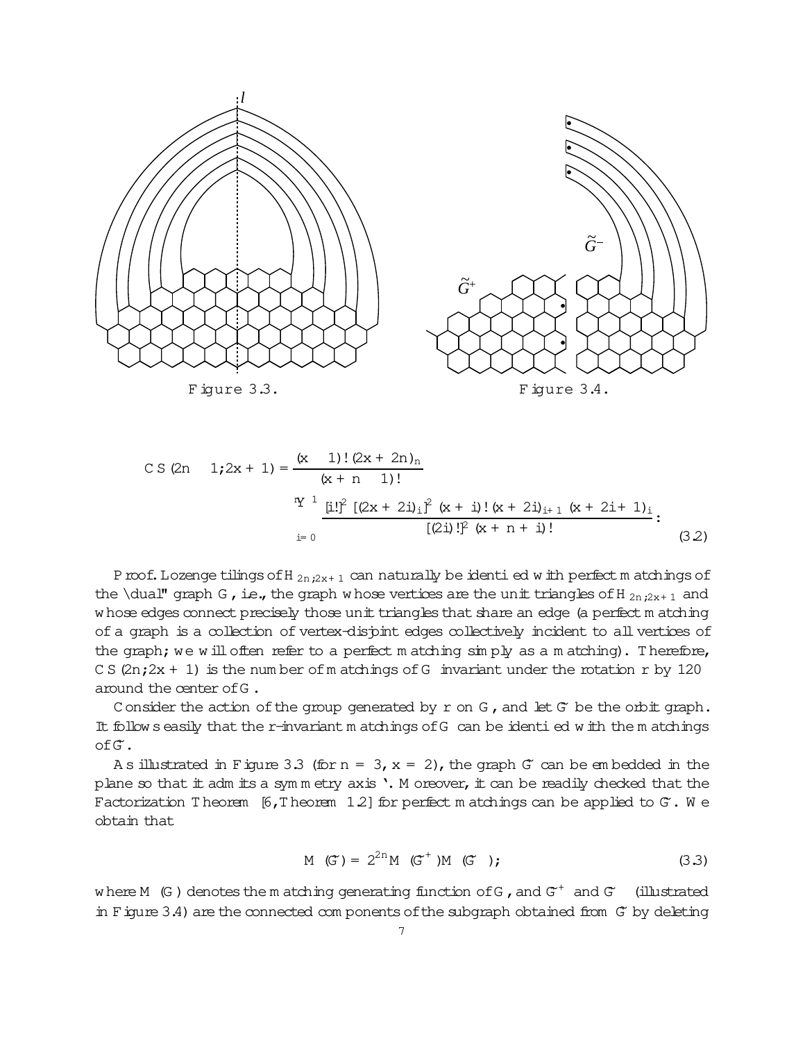Figure 3.3.

Figure 3.4.

$$CS(2n-1;2x+1) = \frac{(x-1)!\,(2x+2n)_n}{(x+n-1)!} \prod_{i=0}^{n-1} \frac{[i!]^2\,[(2x+2i)_i]^2\,(x+i)!\,(x+2i)_{i+1}\,(x+2i+1)_i}{[(2i)!]^2\,(x+n+i)!}. \tag{3.2}$$

*Proof.* Lozenge tilings of $H_{2n,2x+1}$ can naturally be identified with perfect matchings of the "dual" graph $G$, i.e., the graph whose vertices are the unit triangles of $H_{2n,2x+1}$ and whose edges connect precisely those unit triangles that share an edge (a perfect matching of a graph is a collection of vertex-disjoint edges collectively incident to all vertices of the graph; we will often refer to a perfect matching simply as a matching). Therefore, $CS(2n;2x+1)$ is the number of matchings of $G$ invariant under the rotation $r$ by 120° around the center of $G$.

Consider the action of the group generated by $r$ on $G$, and let $\tilde{G}$ be the orbit graph. It follows easily that the $r$-invariant matchings of $G$ can be identified with the matchings of $\tilde{G}$.

As illustrated in Figure 3.3 (for $n=3$, $x=2$), the graph $\tilde{G}$ can be embedded in the plane so that it admits a symmetry axis $\ell$. Moreover, it can be readily checked that the Factorization Theorem [6, Theorem 1.2] for perfect matchings can be applied to $\tilde{G}$. We obtain that

$$M(\tilde{G}) = 2^{2n} M(\tilde{G}^+) M(\tilde{G}^-), \tag{3.3}$$

where $M(G)$ denotes the matching generating function of $G$, and $\tilde{G}^+$ and $\tilde{G}^-$ (illustrated in Figure 3.4) are the connected components of the subgraph obtained from $\tilde{G}$ by deleting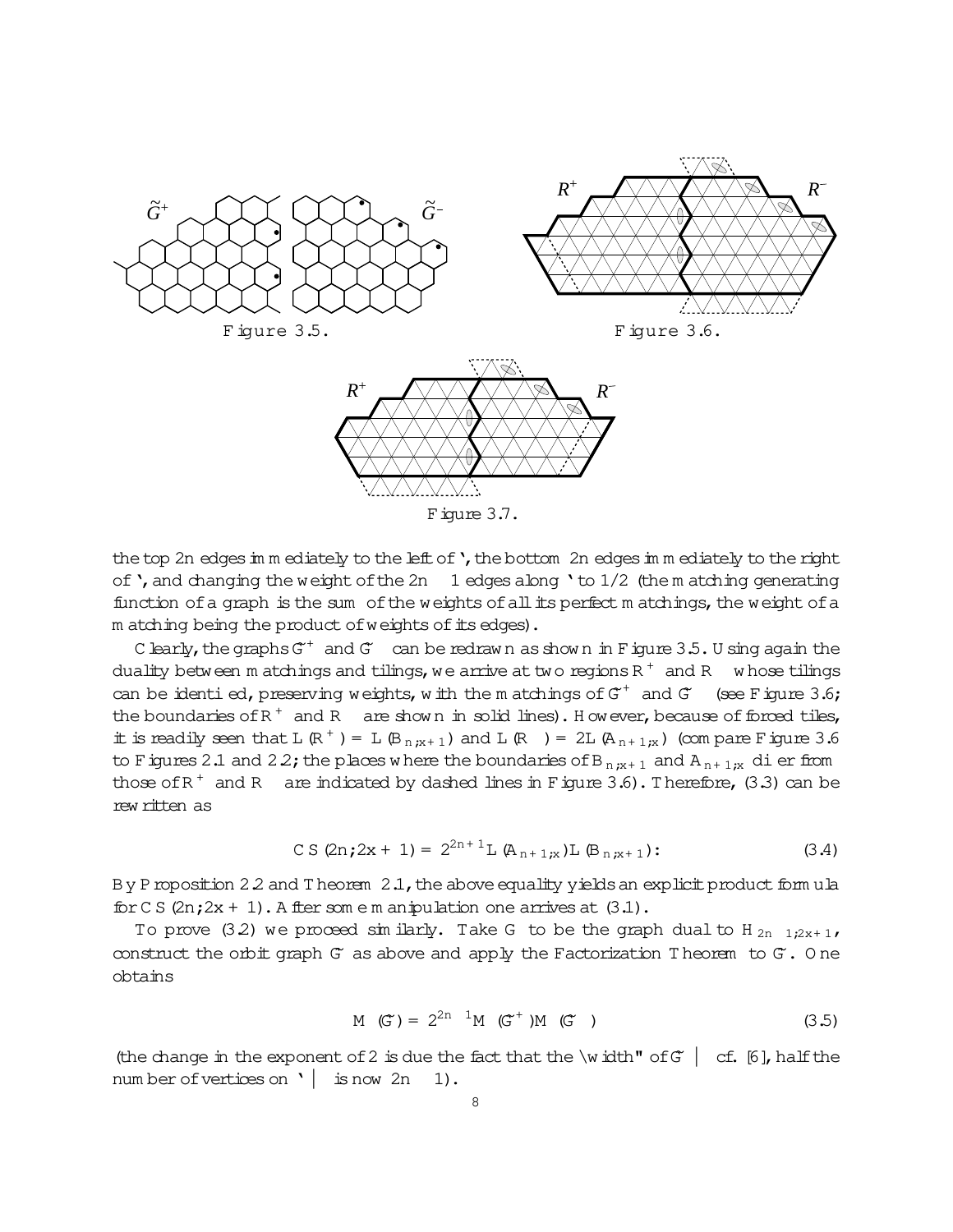Figure 3.5.

Figure 3.6.

Figure 3.7.

the top 2n edges immediately to the left of $\ell$, the bottom 2n edges immediately to the right of $\ell$, and changing the weight of the $2n-1$ edges along $\ell$ to 1/2 (the matching generating function of a graph is the sum of the weights of all its perfect matchings, the weight of a matching being the product of weights of its edges).

Clearly, the graphs $\tilde{G}^+$ and $\tilde{G}^-$ can be redrawn as shown in Figure 3.5. Using again the duality between matchings and tilings, we arrive at two regions $R^+$ and $R^-$ whose tilings can be identified, preserving weights, with the matchings of $\tilde{G}^+$ and $\tilde{G}^-$ (see Figure 3.6; the boundaries of $R^+$ and $R^-$ are shown in solid lines). However, because of forced tiles, it is readily seen that $L(R^+) = L(B_{n,x+1})$ and $L(R^-) = 2L(A_{n+1,x})$ (compare Figure 3.6 to Figures 2.1 and 2.2; the places where the boundaries of $B_{n,x+1}$ and $A_{n+1,x}$ differ from those of $R^+$ and $R^-$ are indicated by dashed lines in Figure 3.6). Therefore, (3.3) can be rewritten as

$$CS(2n, 2x+1) = 2^{2n+1} L(A_{n+1,x}) L(B_{n,x+1}). \tag{3.4}$$

By Proposition 2.2 and Theorem 2.1, the above equality yields an explicit product formula for $CS(2n, 2x+1)$. After some manipulation one arrives at (3.1).

To prove (3.2) we proceed similarly. Take $G$ to be the graph dual to $H_{2n-1,2x+1}$, construct the orbit graph $\tilde{G}$ as above and apply the Factorization Theorem to $\tilde{G}$. One obtains

$$M(\tilde{G}) = 2^{2n-1} M(\tilde{G}^+) M(\tilde{G}^-) \tag{3.5}$$

(the change in the exponent of 2 is due the fact that the "width" of $\tilde{G}$ — cf. [6], half the number of vertices on $\ell$ — is now $2n-1$).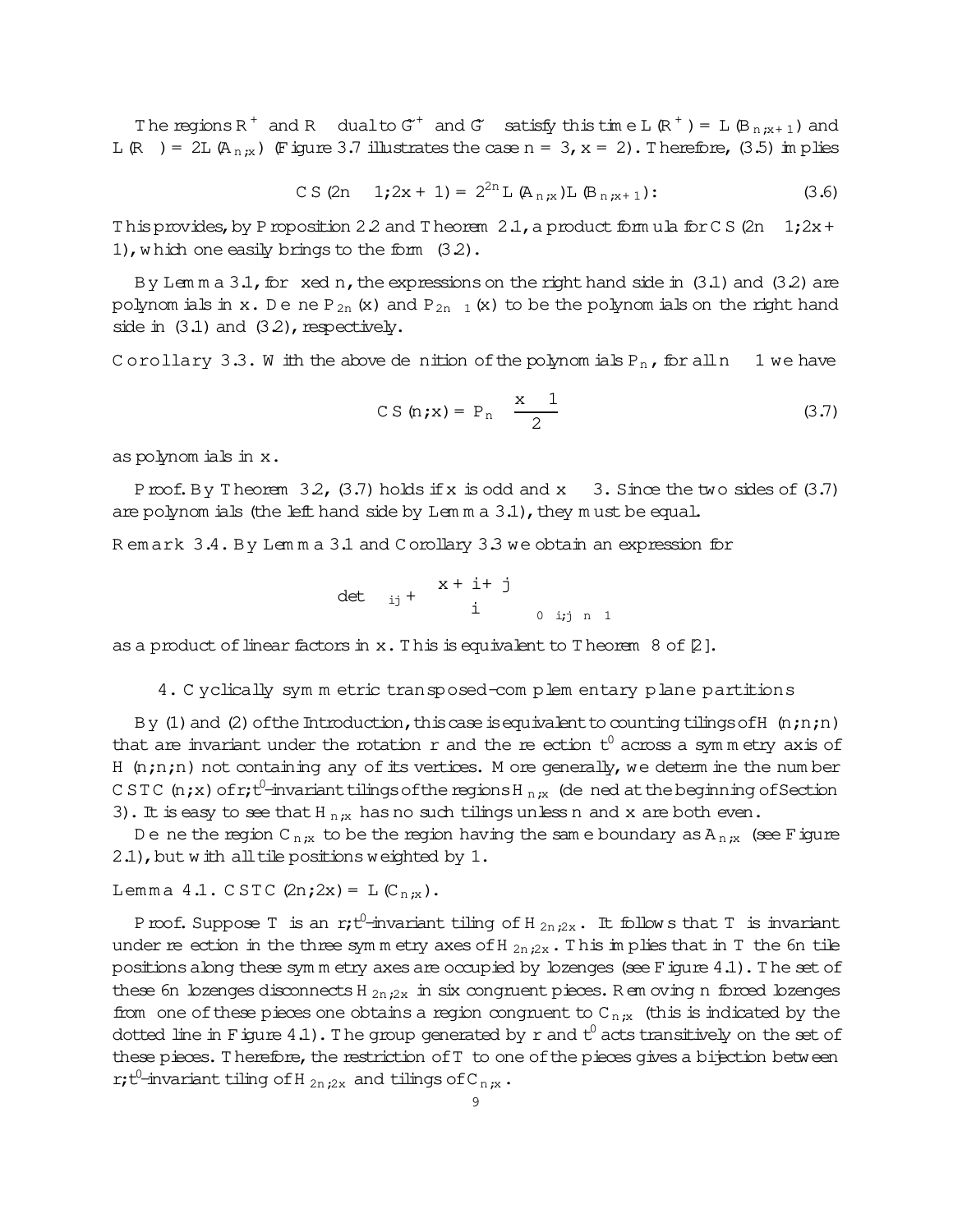The regions $R^+$ and $R^-$ dual to $\tilde{G}^+$ and $\tilde{G}^-$ satisfy this time $L(R^+) = L(B_{n,x+1})$ and $L(R^-) = 2L(A_{n,x})$ (Figure 3.7 illustrates the case $n = 3$, $x = 2$). Therefore, (3.5) implies

$$CS(2n-1, 2x+1) = 2^{2n} L(A_{n,x}) L(B_{n,x+1}). \tag{3.6}$$

This provides, by Proposition 2.2 and Theorem 2.1, a product formula for $CS(2n-1, 2x+1)$, which one easily brings to the form (3.2).

By Lemma 3.1, for fixed $n$, the expressions on the right hand side in (3.1) and (3.2) are polynomials in $x$. Define $P_{2n}(x)$ and $P_{2n-1}(x)$ to be the polynomials on the right hand side in (3.1) and (3.2), respectively.

**Corollary 3.3.** With the above definition of the polynomials $P_n$, for all $n \geq 1$ we have

$$CS(n, x) = P_n\left(\frac{x-1}{2}\right) \tag{3.7}$$

as polynomials in $x$.

*Proof.* By Theorem 3.2, (3.7) holds if $x$ is odd and $x \geq 3$. Since the two sides of (3.7) are polynomials (the left hand side by Lemma 3.1), they must be equal.

**Remark 3.4.** By Lemma 3.1 and Corollary 3.3 we obtain an expression for

$$\det\left(\delta_{ij} + \binom{x+i+j}{i}\right)_{0 \leq i,j \leq n-1}$$

as a product of linear factors in $x$. This is equivalent to Theorem 8 of [2].

## 4. Cyclically symmetric transposed-complementary plane partitions

By (1) and (2) of the Introduction, this case is equivalent to counting tilings of $H(n, n, n)$ that are invariant under the rotation $r$ and the reflection $t'$ across a symmetry axis of $H(n, n, n)$ not containing any of its vertices. More generally, we determine the number $CSTC(n, x)$ of $r, t'$-invariant tilings of the regions $H_{n,x}$ (defined at the beginning of Section 3). It is easy to see that $H_{n,x}$ has no such tilings unless $n$ and $x$ are both even.

Define the region $C_{n,x}$ to be the region having the same boundary as $A_{n,x}$ (see Figure 2.1), but with all tile positions weighted by 1.

**Lemma 4.1.** $CSTC(2n, 2x) = L(C_{n,x})$.

*Proof.* Suppose $T$ is an $r, t'$-invariant tiling of $H_{2n,2x}$. It follows that $T$ is invariant under reflection in the three symmetry axes of $H_{2n,2x}$. This implies that in $T$ the $6n$ tile positions along these symmetry axes are occupied by lozenges (see Figure 4.1). The set of these $6n$ lozenges disconnects $H_{2n,2x}$ in six congruent pieces. Removing $n$ forced lozenges from one of these pieces one obtains a region congruent to $C_{n,x}$ (this is indicated by the dotted line in Figure 4.1). The group generated by $r$ and $t'$ acts transitively on the set of these pieces. Therefore, the restriction of $T$ to one of the pieces gives a bijection between $r, t'$-invariant tiling of $H_{2n,2x}$ and tilings of $C_{n,x}$.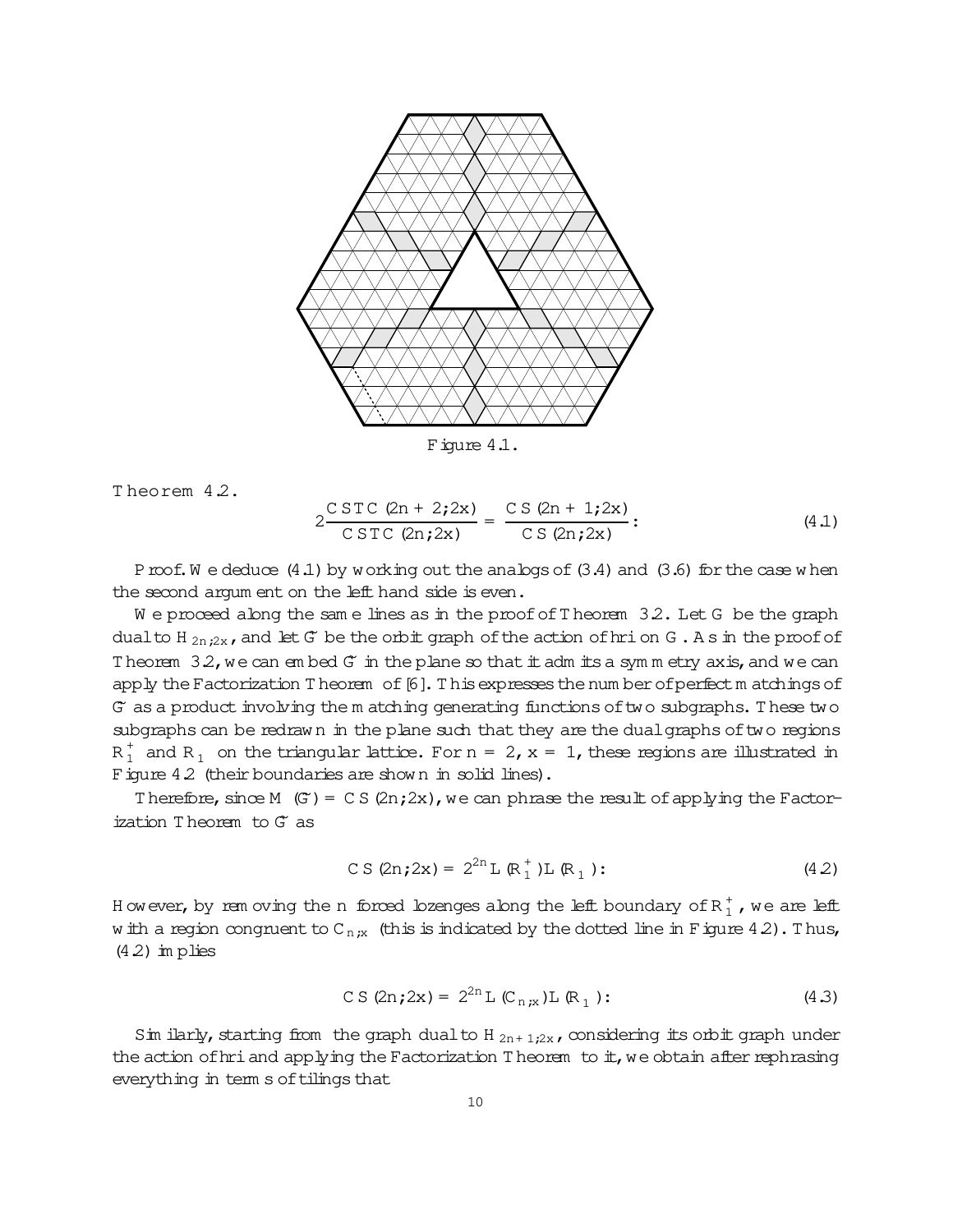Figure 4.1.

**Theorem 4.2.**

$$2\frac{CSTC(2n+2;2x)}{CSTC(2n;2x)} = \frac{CS(2n+1;2x)}{CS(2n;2x)}. \tag{4.1}$$

*Proof.* We deduce (4.1) by working out the analogs of (3.4) and (3.6) for the case when the second argument on the left hand side is even.

We proceed along the same lines as in the proof of Theorem 3.2. Let $G$ be the graph dual to $H_{2n,2x}$, and let $\tilde{G}$ be the orbit graph of the action of $\langle r \rangle$ on $G$. As in the proof of Theorem 3.2, we can embed $\tilde{G}$ in the plane so that it admits a symmetry axis, and we can apply the Factorization Theorem of [6]. This expresses the number of perfect matchings of $\tilde{G}$ as a product involving the matching generating functions of two subgraphs. These two subgraphs can be redrawn in the plane such that they are the dual graphs of two regions $R_1^+$ and $R_1^-$ on the triangular lattice. For $n = 2$, $x = 1$, these regions are illustrated in Figure 4.2 (their boundaries are shown in solid lines).

Therefore, since $M(\tilde{G}) = CS(2n;2x)$, we can phrase the result of applying the Factorization Theorem to $\tilde{G}$ as

$$CS(2n;2x) = 2^{2n} L(R_1^+) L(R_1^-). \tag{4.2}$$

However, by removing the $n$ forced lozenges along the left boundary of $R_1^+$, we are left with a region congruent to $C_{n,x}$ (this is indicated by the dotted line in Figure 4.2). Thus, (4.2) implies

$$CS(2n;2x) = 2^{2n} L(C_{n,x}) L(R_1^-). \tag{4.3}$$

Similarly, starting from the graph dual to $H_{2n+1,2x}$, considering its orbit graph under the action of $\langle r \rangle$ and applying the Factorization Theorem to it, we obtain after rephrasing everything in terms of tilings that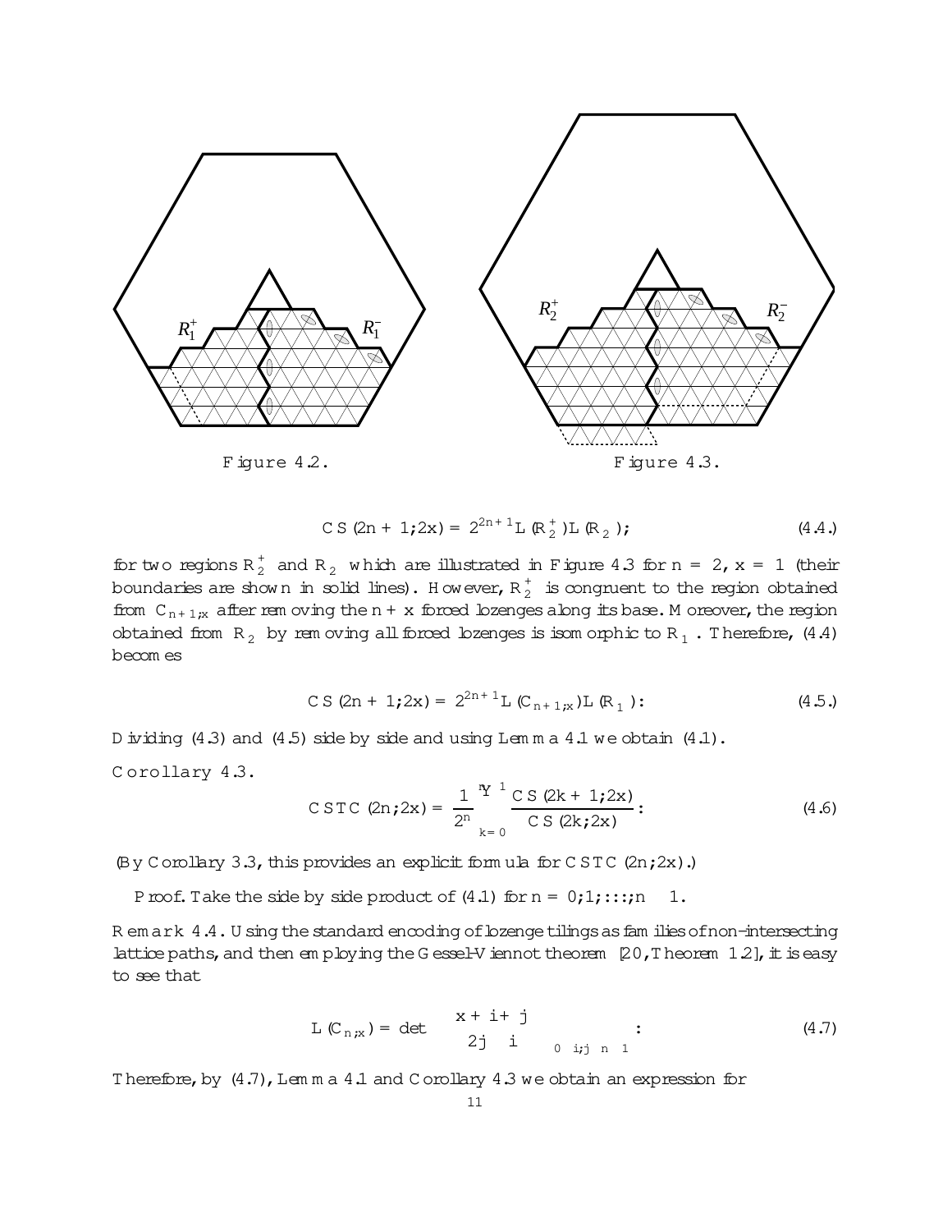Figure 4.2.

Figure 4.3.

$$CS(2n+1;2x) = 2^{2n+1} L(R_2^+) L(R_2^-); \tag{4.4.}$$

for two regions $R_2^+$ and $R_2^-$ which are illustrated in Figure 4.3 for $n = 2$, $x = 1$ (their boundaries are shown in solid lines). However, $R_2^+$ is congruent to the region obtained from $C_{n+1;x}$ after removing the $n + x$ forced lozenges along its base. Moreover, the region obtained from $R_2^-$ by removing all forced lozenges is isomorphic to $R_1^-$. Therefore, (4.4) becomes

$$CS(2n+1;2x) = 2^{2n+1} L(C_{n+1;x}) L(R_1^-): \tag{4.5.}$$

Dividing (4.3) and (4.5) side by side and using Lemma 4.1 we obtain (4.1).

**Corollary 4.3.**

$$CSTC(2n;2x) = \frac{1}{2^n} \prod_{k=0}^{n-1} \frac{CS(2k+1;2x)}{CS(2k;2x)}: \tag{4.6}$$

(By Corollary 3.3, this provides an explicit formula for $CSTC(2n;2x)$.)

*Proof.* Take the side by side product of (4.1) for $n = 0;1;\dots;n-1$.

**Remark 4.4.** Using the standard encoding of lozenge tilings as families of non-intersecting lattice paths, and then employing the Gessel-Viennot theorem [20, Theorem 1.2], it is easy to see that

$$L(C_{n;x}) = \det \left( \binom{x+i+j}{2j-i} \right)_{0 \le i;j \le n-1}: \tag{4.7}$$

Therefore, by (4.7), Lemma 4.1 and Corollary 4.3 we obtain an expression for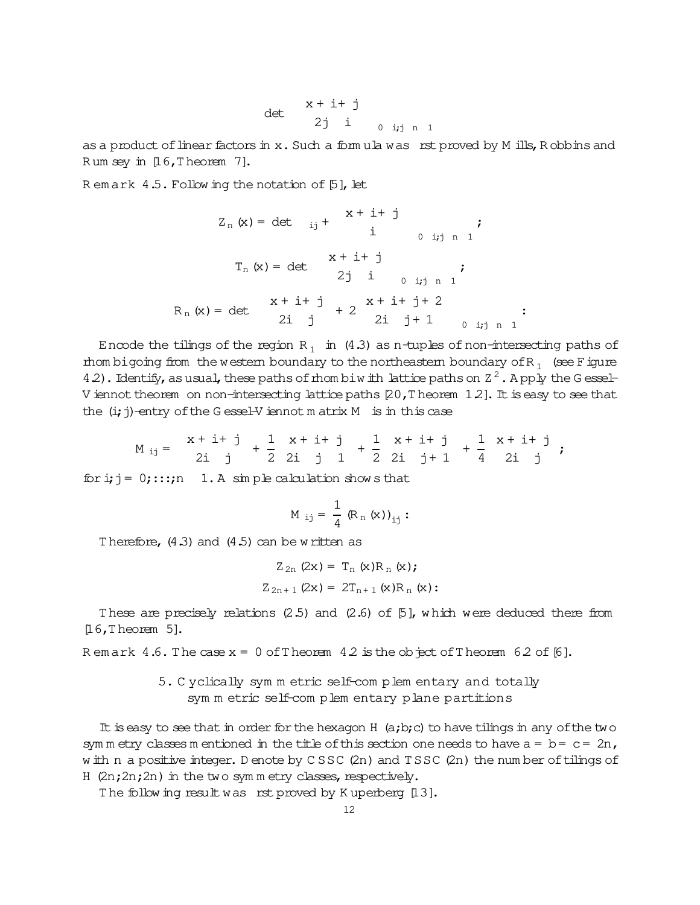$$\det\left[\binom{x+i+j}{2j-i}\right]_{0\leq i,j\leq n-1}$$

as a product of linear factors in $x$. Such a formula was first proved by Mills, Robbins and Rumsey in [16, Theorem 7].

*Remark* 4.5. Following the notation of [5], let

$$Z_n(x) = \det\left[\delta_{ij} + \binom{x+i+j}{i}\right]_{0\leq i,j\leq n-1};$$

$$T_n(x) = \det\left[\binom{x+i+j}{2j-i}\right]_{0\leq i,j\leq n-1};$$

$$R_n(x) = \det\left[\binom{x+i+j}{2i-j} + 2\binom{x+i+j+2}{2i-j+1}\right]_{0\leq i,j\leq n-1}.$$

Encode the tilings of the region $R_1$ in (4.3) as $n$-tuples of non-intersecting paths of rhombi going from the western boundary to the northeastern boundary of $R_1$ (see Figure 4.2). Identify, as usual, these paths of rhombi with lattice paths on $\mathbb{Z}^2$. Apply the Gessel-Viennot theorem on non-intersecting lattice paths [20, Theorem 1.2]. It is easy to see that the $(i,j)$-entry of the Gessel-Viennot matrix $M$ is in this case

$$M_{ij} = \binom{x+i+j}{2i-j} + \frac{1}{2}\binom{x+i+j}{2i-j-1} + \frac{1}{2}\binom{x+i+j}{2i-j+1} + \frac{1}{4}\binom{x+i+j}{2i-j},$$

for $i,j = 0,\dots,n-1$. A simple calculation shows that

$$M_{ij} = \frac{1}{4}(R_n(x))_{ij}.$$

Therefore, (4.3) and (4.5) can be written as

$$Z_{2n}(2x) = T_n(x)R_n(x);$$

$$Z_{2n+1}(2x) = 2T_{n+1}(x)R_n(x).$$

These are precisely relations (2.5) and (2.6) of [5], which were deduced there from [16, Theorem 5].

*Remark* 4.6. The case $x = 0$ of Theorem 4.2 is the object of Theorem 6.2 of [6].

## 5. Cyclically symmetric self-complementary and totally symmetric self-complementary plane partitions

It is easy to see that in order for the hexagon $H(a,b,c)$ to have tilings in any of the two symmetry classes mentioned in the title of this section one needs to have $a = b = c = 2n$, with $n$ a positive integer. Denote by $CSSC(2n)$ and $TSSC(2n)$ the number of tilings of $H(2n,2n,2n)$ in the two symmetry classes, respectively.

The following result was first proved by Kuperberg [13].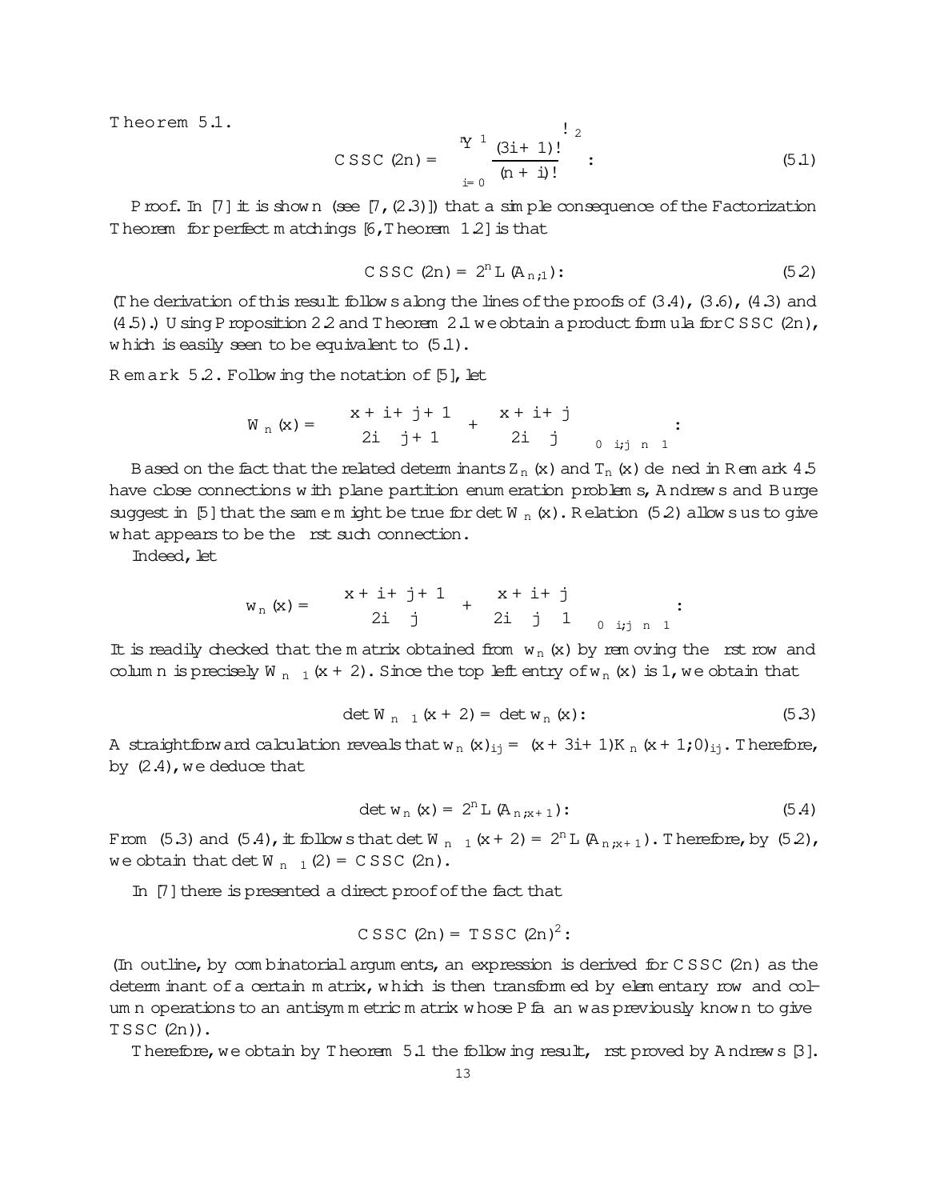**Theorem 5.1.**

$$\mathrm{CSSC}(2n) = \left( \prod_{i=0}^{n-1} \frac{(3i+1)!}{(n+i)!} \right)^2 . \tag{5.1}$$

*Proof.* In [7] it is shown (see [7, (2.3)]) that a simple consequence of the Factorization Theorem for perfect matchings [6, Theorem 1.2] is that

$$\mathrm{CSSC}(2n) = 2^n L(A_{n;1}). \tag{5.2}$$

(The derivation of this result follows along the lines of the proofs of (3.4), (3.6), (4.3) and (4.5).) Using Proposition 2.2 and Theorem 2.1 we obtain a product formula for CSSC(2n), which is easily seen to be equivalent to (5.1).

**Remark 5.2.** Following the notation of [5], let

$$W_n(x) = \left( \binom{x+i+j+1}{2i-j+1} + \binom{x+i+j}{2i-j} \right)_{0 \leq i,j \leq n-1} .$$

Based on the fact that the related determinants $Z_n(x)$ and $T_n(x)$ defined in Remark 4.5 have close connections with plane partition enumeration problems, Andrews and Burge suggest in [5] that the same might be true for $\det W_n(x)$. Relation (5.2) allows us to give what appears to be the first such connection.

Indeed, let

$$w_n(x) = \left( \binom{x+i+j+1}{2i-j} + \binom{x+i+j}{2i-j-1} \right)_{0 \leq i,j \leq n-1} .$$

It is readily checked that the matrix obtained from $w_n(x)$ by removing the first row and column is precisely $W_{n-1}(x+2)$. Since the top left entry of $w_n(x)$ is 1, we obtain that

$$\det W_{n-1}(x+2) = \det w_n(x). \tag{5.3}$$

A straightforward calculation reveals that $w_n(x)_{ij} = (x+3i+1)K_n(x+1;0)_{ij}$. Therefore, by (2.4), we deduce that

$$\det w_n(x) = 2^n L(A_{n;x+1}). \tag{5.4}$$

From (5.3) and (5.4), it follows that $\det W_{n-1}(x+2) = 2^n L(A_{n;x+1})$. Therefore, by (5.2), we obtain that $\det W_{n-1}(2) = \mathrm{CSSC}(2n)$.

In [7] there is presented a direct proof of the fact that

$$\mathrm{CSSC}(2n) = \mathrm{TSSC}(2n)^2 .$$

(In outline, by combinatorial arguments, an expression is derived for CSSC(2n) as the determinant of a certain matrix, which is then transformed by elementary row and column operations to an antisymmetric matrix whose Pfaffian was previously known to give TSSC(2n)).

Therefore, we obtain by Theorem 5.1 the following result, first proved by Andrews [3].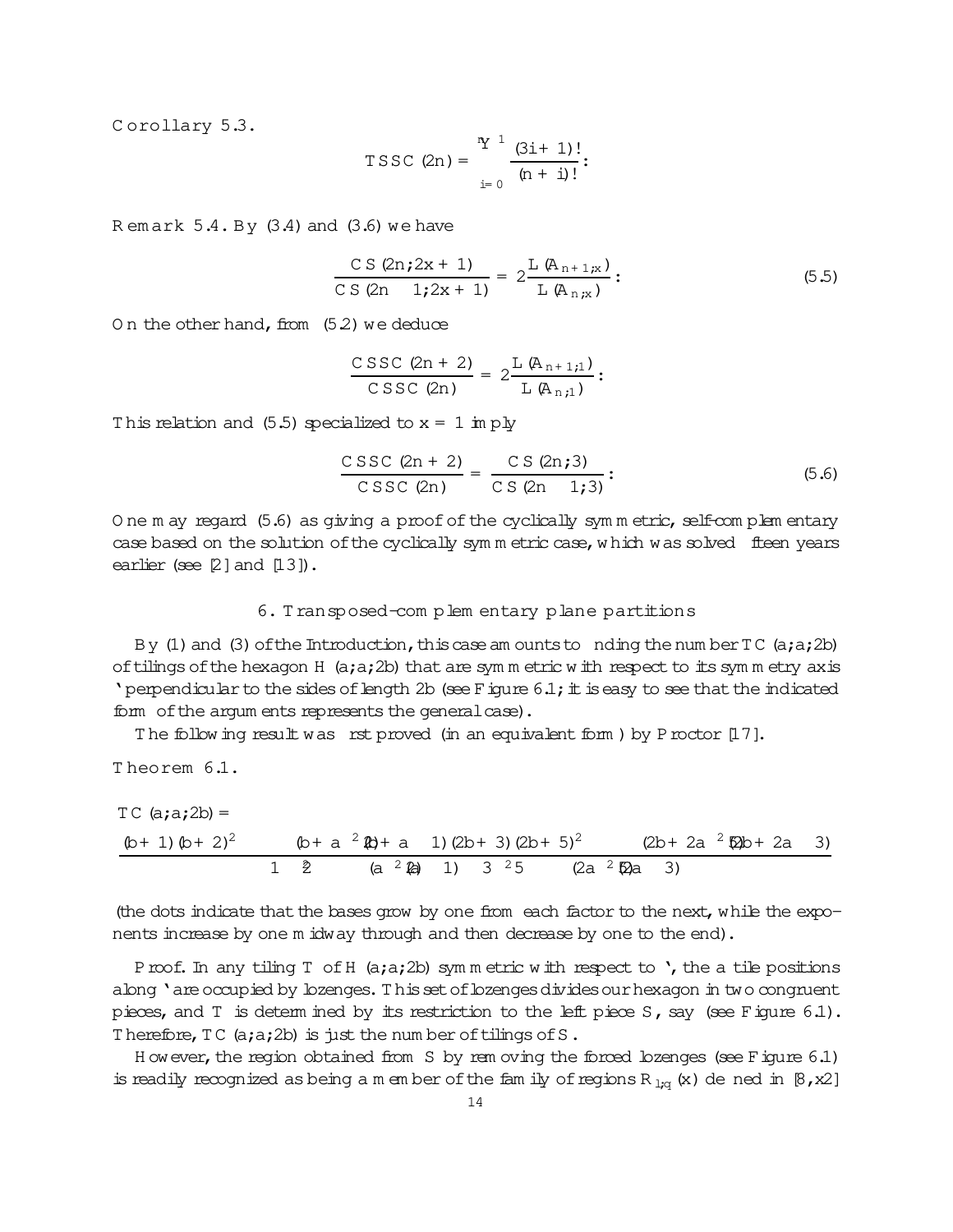Corollary 5.3.

$$\mathrm{TSSC}(2n) = \prod_{i=0}^{n-1} \frac{(3i+1)!}{(n+i)!}.$$

Remark 5.4. By (3.4) and (3.6) we have

$$\frac{\mathrm{CS}(2n;2x+1)}{\mathrm{CS}(2n-1;2x+1)} = 2\frac{\mathrm{L}(A_{n+1;x})}{\mathrm{L}(A_{n;x})}. \tag{5.5}$$

On the other hand, from (5.2) we deduce

$$\frac{\mathrm{CSSC}(2n+2)}{\mathrm{CSSC}(2n)} = 2\frac{\mathrm{L}(A_{n+1;1})}{\mathrm{L}(A_{n;1})}.$$

This relation and (5.5) specialized to $x=1$ imply

$$\frac{\mathrm{CSSC}(2n+2)}{\mathrm{CSSC}(2n)} = \frac{\mathrm{CS}(2n;3)}{\mathrm{CS}(2n-1;3)}. \tag{5.6}$$

One may regard (5.6) as giving a proof of the cyclically symmetric, self-complementary case based on the solution of the cyclically symmetric case, which was solved fifteen years earlier (see [2] and [13]).

## 6. Transposed-complementary plane partitions

By (1) and (3) of the Introduction, this case amounts to finding the number $\mathrm{TC}(a;a;2b)$ of tilings of the hexagon $H(a;a;2b)$ that are symmetric with respect to its symmetry axis $\ell$ perpendicular to the sides of length $2b$ (see Figure 6.1; it is easy to see that the indicated form of the arguments represents the general case).

The following result was first proved (in an equivalent form) by Proctor [17].

Theorem 6.1.

$$\mathrm{TC}(a;a;2b) = \frac{(b+1)(b+2)^2 \cdots (b+a-2)^{\lfloor \frac{a-2}{2} \rfloor}(b+a-1)(2b+3)(2b+5)^2 \cdots (2b+2a-5)^{\lfloor \frac{a-2}{2} \rfloor}(2b+2a-3)}{1 \cdot 2^{\lfloor \cdot \rfloor} \cdots (a-2)^{\lfloor \cdot \rfloor}(a-1) \cdot 3 \cdot 5^{2} \cdots (2a-5)^{\lfloor \cdot \rfloor}(2a-3)}$$

(the dots indicate that the bases grow by one from each factor to the next, while the exponents increase by one midway through and then decrease by one to the end).

Proof. In any tiling $T$ of $H(a;a;2b)$ symmetric with respect to $\ell$, the $a$ tile positions along $\ell$ are occupied by lozenges. This set of lozenges divides our hexagon in two congruent pieces, and $T$ is determined by its restriction to the left piece $S$, say (see Figure 6.1). Therefore, $\mathrm{TC}(a;a;2b)$ is just the number of tilings of $S$.

However, the region obtained from $S$ by removing the forced lozenges (see Figure 6.1) is readily recognized as being a member of the family of regions $R_{l;q}(x)$ defined in [8, §2]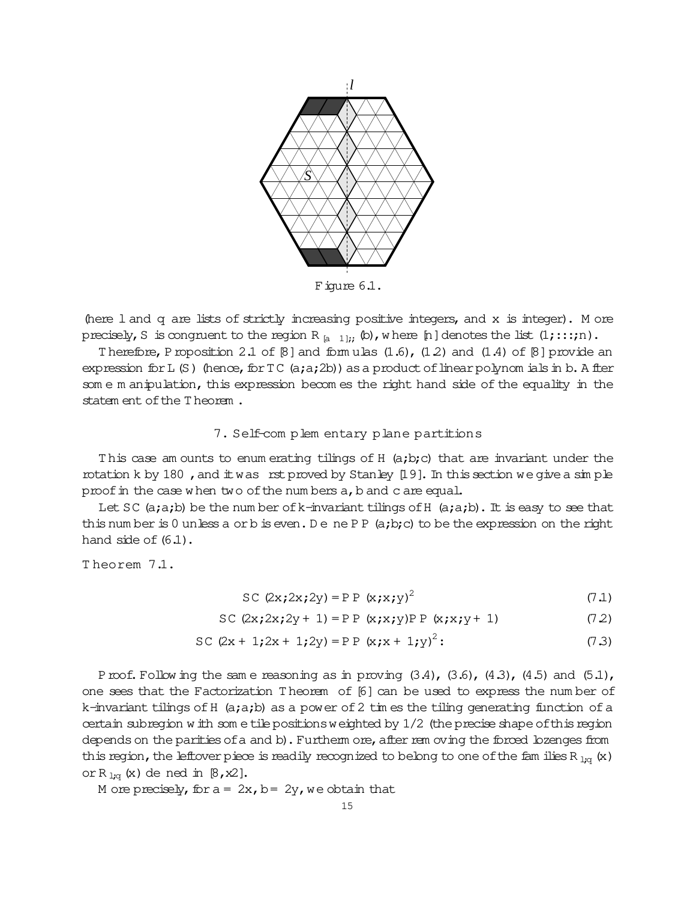Figure 6.1.

(here $l$ and $q$ are lists of strictly increasing positive integers, and $x$ is integer). More precisely, $S$ is congruent to the region $R_{[a-1],;}(b)$, where $[n]$ denotes the list $(1,\dots,n)$.

Therefore, Proposition 2.1 of [8] and formulas (1.6), (1.2) and (1.4) of [8] provide an expression for $L(S)$ (hence, for $TC(a,a,2b)$) as a product of linear polynomials in $b$. After some manipulation, this expression becomes the right hand side of the equality in the statement of the Theorem.

## 7. Self-complementary plane partitions

This case amounts to enumerating tilings of $H(a,b,c)$ that are invariant under the rotation $k$ by $180^\circ$, and it was first proved by Stanley [19]. In this section we give a simple proof in the case when two of the numbers $a$, $b$ and $c$ are equal.

Let $SC(a,a,b)$ be the number of $k$-invariant tilings of $H(a,a,b)$. It is easy to see that this number is 0 unless $a$ or $b$ is even. Define $PP(a,b,c)$ to be the expression on the right hand side of (6.1).

**Theorem 7.1.**

$$SC(2x,2x,2y) = PP(x,x,y)^2 \tag{7.1}$$

$$SC(2x,2x,2y+1) = PP(x,x,y)PP(x,x,y+1) \tag{7.2}$$

$$SC(2x+1,2x+1,2y) = PP(x,x+1,y)^2. \tag{7.3}$$

*Proof.* Following the same reasoning as in proving (3.4), (3.6), (4.3), (4.5) and (5.1), one sees that the Factorization Theorem of [6] can be used to express the number of $k$-invariant tilings of $H(a,a,b)$ as a power of 2 times the tiling generating function of a certain subregion with some tile positions weighted by $1/2$ (the precise shape of this region depends on the parities of $a$ and $b$). Furthermore, after removing the forced lozenges from this region, the leftover piece is readily recognized to belong to one of the families $R_{l,q}(x)$ or $\bar{R}_{l,q}(x)$ defined in [8, §2].

More precisely, for $a = 2x$, $b = 2y$, we obtain that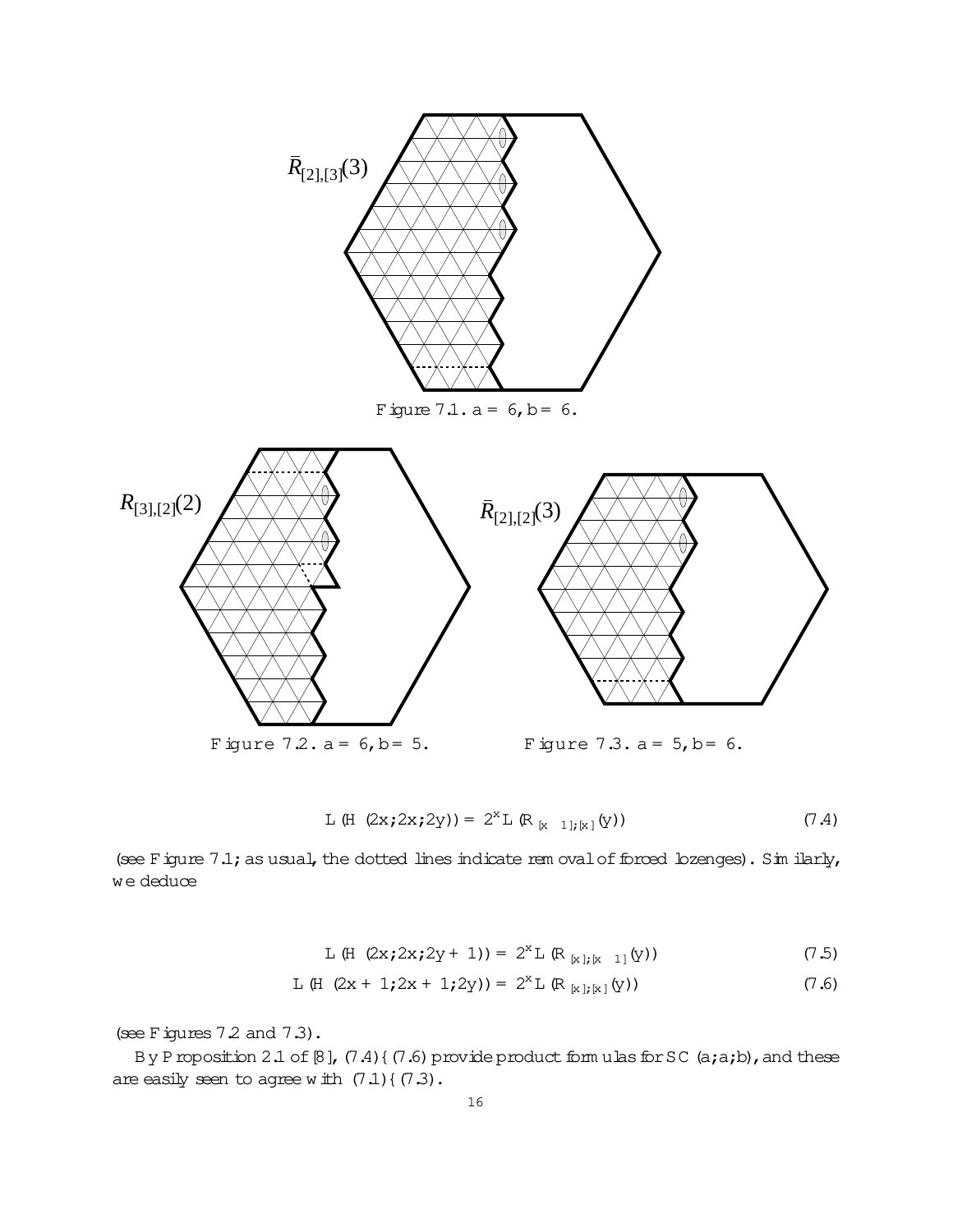$\bar{R}_{[2],[3]}(3)$

Figure 7.1. $a = 6, b = 6$.

$R_{[3],[2]}(2)$

Figure 7.2. $a = 6, b = 5$.

$\bar{R}_{[2],[2]}(3)$

Figure 7.3. $a = 5, b = 6$.

$$L(H(2x, 2x, 2y)) = 2^x L(R_{[x-1],[x]}(y)) \tag{7.4}$$

(see Figure 7.1; as usual, the dotted lines indicate removal of forced lozenges). Similarly, we deduce

$$L(H(2x, 2x, 2y+1)) = 2^x L(R_{[x],[x-1]}(y)) \tag{7.5}$$

$$L(H(2x+1, 2x+1, 2y)) = 2^x L(R_{[x],[x]}(y)) \tag{7.6}$$

(see Figures 7.2 and 7.3).

By Proposition 2.1 of [8], (7.4)–(7.6) provide product formulas for $SC(a, a, b)$, and these are easily seen to agree with (7.1)–(7.3).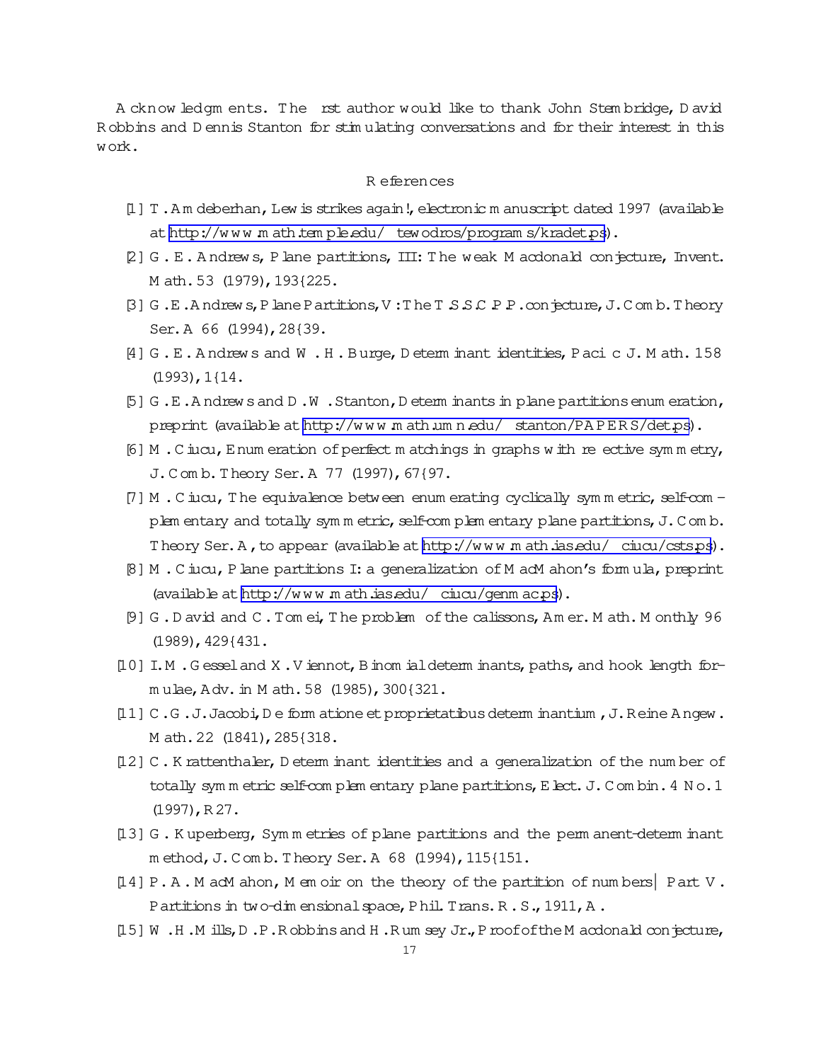**Acknowledgments.** The first author would like to thank John Stembridge, David Robbins and Dennis Stanton for stimulating conversations and for their interest in this work.

## References

[1] T. Amdeberhan, Lewis strikes again!, electronic manuscript dated 1997 (available at http://www.math.temple.edu/~tewodros/programs/kradet.ps).

[2] G. E. Andrews, Plane partitions, III: The weak Macdonald conjecture, Invent. Math. 53 (1979), 193–225.

[3] G. E. Andrews, Plane Partitions, V: The T.S.S.C.P.P. conjecture, J. Comb. Theory Ser. A 66 (1994), 28–39.

[4] G. E. Andrews and W. H. Burge, Determinant identities, Pacific J. Math. 158 (1993), 1–14.

[5] G. E. Andrews and D. W. Stanton, Determinants in plane partitions enumeration, preprint (available at http://www.math.umn.edu/~stanton/PAPERS/det.ps).

[6] M. Ciucu, Enumeration of perfect matchings in graphs with reflective symmetry, J. Comb. Theory Ser. A 77 (1997), 67–97.

[7] M. Ciucu, The equivalence between enumerating cyclically symmetric, self-complementary and totally symmetric, self-complementary plane partitions, J. Comb. Theory Ser. A, to appear (available at http://www.math.ias.edu/~ciucu/csts.ps).

[8] M. Ciucu, Plane partitions I: a generalization of MacMahon's formula, preprint (available at http://www.math.ias.edu/~ciucu/genmac.ps).

[9] G. David and C. Tomei, The problem of the calissons, Amer. Math. Monthly 96 (1989), 429–431.

[10] I. M. Gessel and X. Viennot, Binomial determinants, paths, and hook length formulae, Adv. in Math. 58 (1985), 300–321.

[11] C. G. J. Jacobi, De formatione et proprietatibus determinantium, J. Reine Angew. Math. 22 (1841), 285–318.

[12] C. Krattenthaler, Determinant identities and a generalization of the number of totally symmetric self-complementary plane partitions, Elect. J. Combin. 4 No. 1 (1997), R27.

[13] G. Kuperberg, Symmetries of plane partitions and the permanent-determinant method, J. Comb. Theory Ser. A 68 (1994), 115–151.

[14] P. A. MacMahon, Memoir on the theory of the partition of numbers—Part V. Partitions in two-dimensional space, Phil. Trans. R. S., 1911, A.

[15] W. H. Mills, D. P. Robbins and H. Rumsey Jr., Proof of the Macdonald conjecture,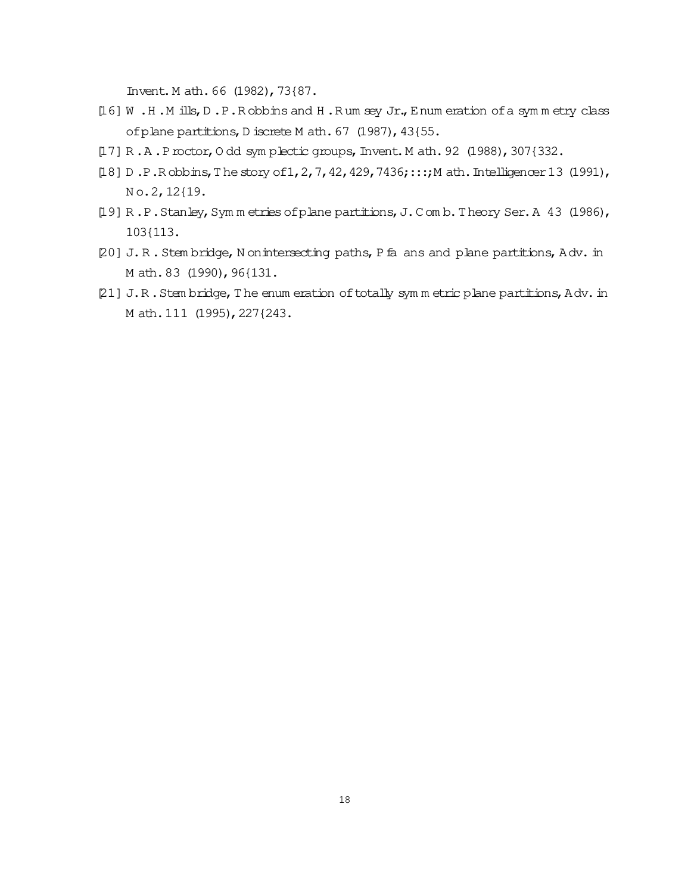Invent. Math. 66 (1982), 73–87.

[16] W. H. Mills, D. P. Robbins and H. Rumsey Jr., Enumeration of a symmetry class of plane partitions, Discrete Math. 67 (1987), 43–55.

[17] R. A. Proctor, Odd symplectic groups, Invent. Math. 92 (1988), 307–332.

[18] D. P. Robbins, The story of 1, 2, 7, 42, 429, 7436, ..., Math. Intelligencer 13 (1991), No. 2, 12–19.

[19] R. P. Stanley, Symmetries of plane partitions, J. Comb. Theory Ser. A 43 (1986), 103–113.

[20] J. R. Stembridge, Nonintersecting paths, Pfaffians and plane partitions, Adv. in Math. 83 (1990), 96–131.

[21] J. R. Stembridge, The enumeration of totally symmetric plane partitions, Adv. in Math. 111 (1995), 227–243.